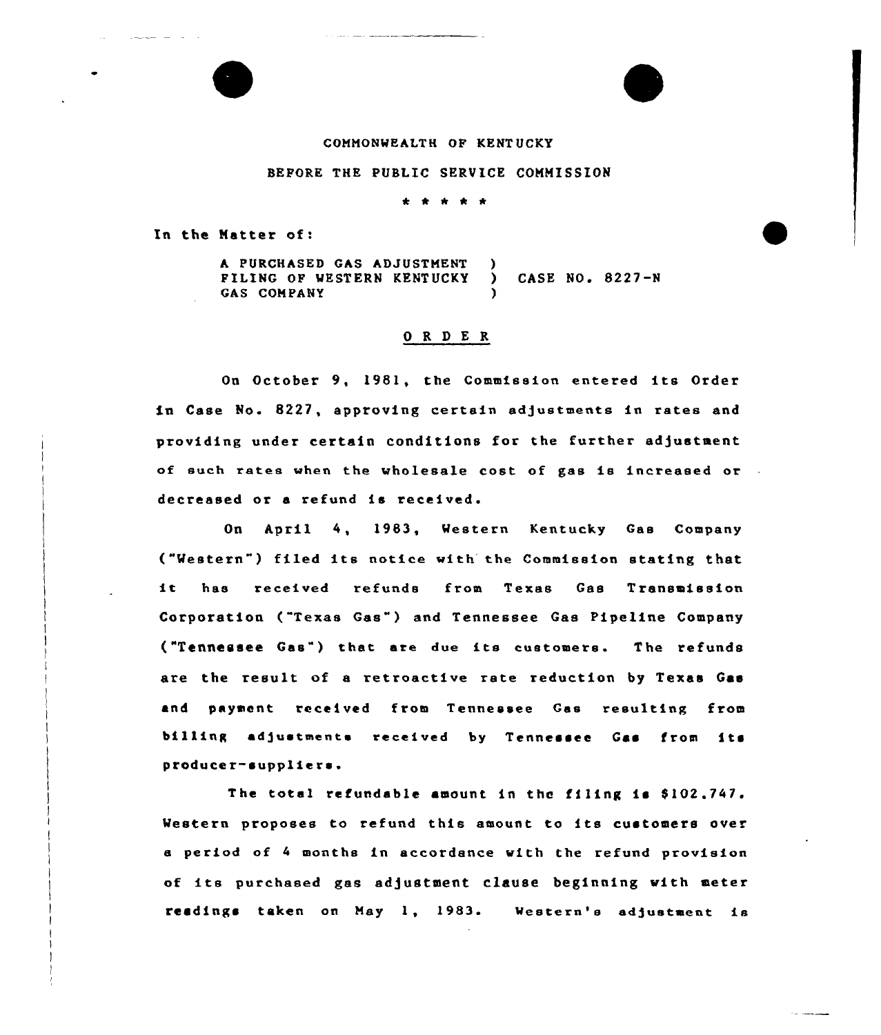COMMONWEALTH OF KENTUCKY

BEFORE THE PUBLIC SERVICE COMMISSION

\* \* \* \* \*

In the Matter of:

A PURCHASED GAS ADJUSTMENT FILING OF WESTERN KENTUCKY GAS COMPANY ) CASE NO. 8227-N

O R D E R

On October 9, 1981, the Commission entered its Order in Case No. 8227, approving certain adjustments in rates and providing under certain conditions for the further adjustment of such rates when the wholesale cost of gas is increased or decreased or a refund is received.

On April 4, 1983, Western Kentucky Gas Company ("Western") filed its notice with the Commission stating that it has received refunds from Texas Gas Transmission Corporation ("Texas Gas") and Tennessee Gas Pipeline Company ("Tennessee Gas") that are due its customers. The refunds are the result of a retroactive rate reduction by Texas Gas and payment received from Tennessee Gas resulting from billing adjustments received by Tennessee Gas from its producer-suppliers.

The total refundable amount in the filing is $102,747. Western proposes to refund this amount to its customers over a period of 4 months in accordance with the refund provision of its purchased gas adjustment clause beginning with meter readings taken on May 1, 1983. Western's adjustment is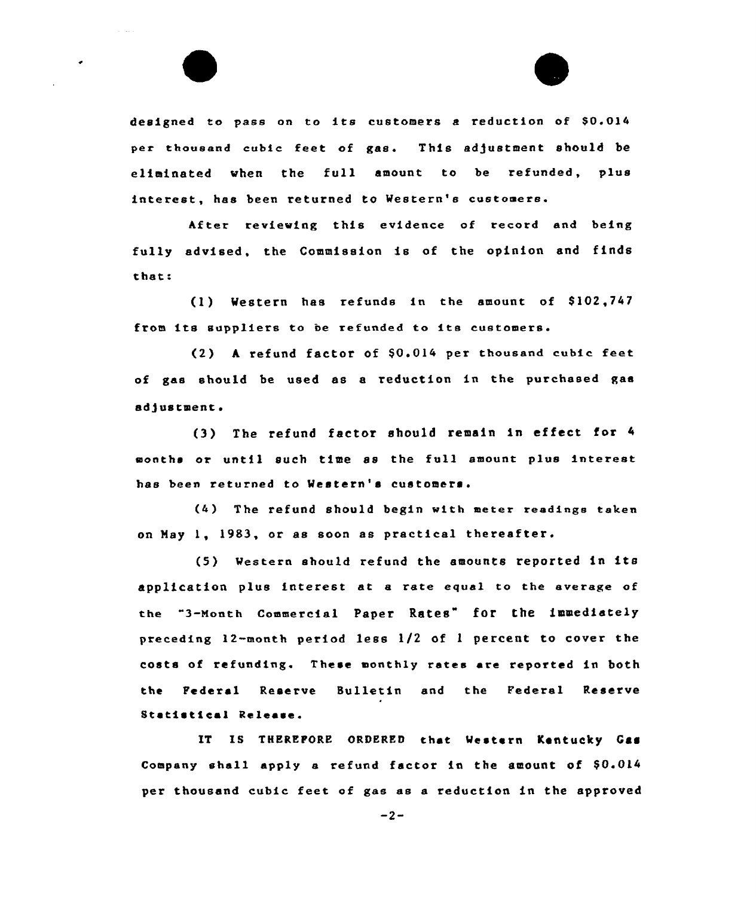designed to pass on to its customers a reduction of $0.014 per thousand cubic feet of gas. This adjustment should be eliminated when the full amount to be refunded, plus interest, has been returned to Western's customers.

After reviewing this evidence of record and being fully advised, the Commission is of the opinion and finds that:

(1) Western has refunds in the amount of $102,747 from its suppliers to be refunded to its customers.

(2) A refund factor of $0.014 per thousand cubic feet of gas should be used as a reduction in the purchased gas adjustment.

(3) The refund factor should remain in effect for 4 months or until such time as the full amount plus interest has been returned to Western's customers.

(4) The refund should begin with meter readings taken on May 1, 1983, or as soon as practical thereafter.

(5) Western should refund the amounts reported in its application plus interest at a rate equal to the average of the "3-Month Commercial Paper Rates" for the immediately preceding 12-month period less 1/2 of 1 percent to cover the costs of refunding. These monthly rates are reported in both the Federal Reserve Bulletin and the Federal Reserve Statistical Release.

IT IS THEREFORE ORDERED that Western Kentucky Gas Company shall apply a refund factor in the amount of $0.014 per thousand cubic feet of gas as a reduction in the approved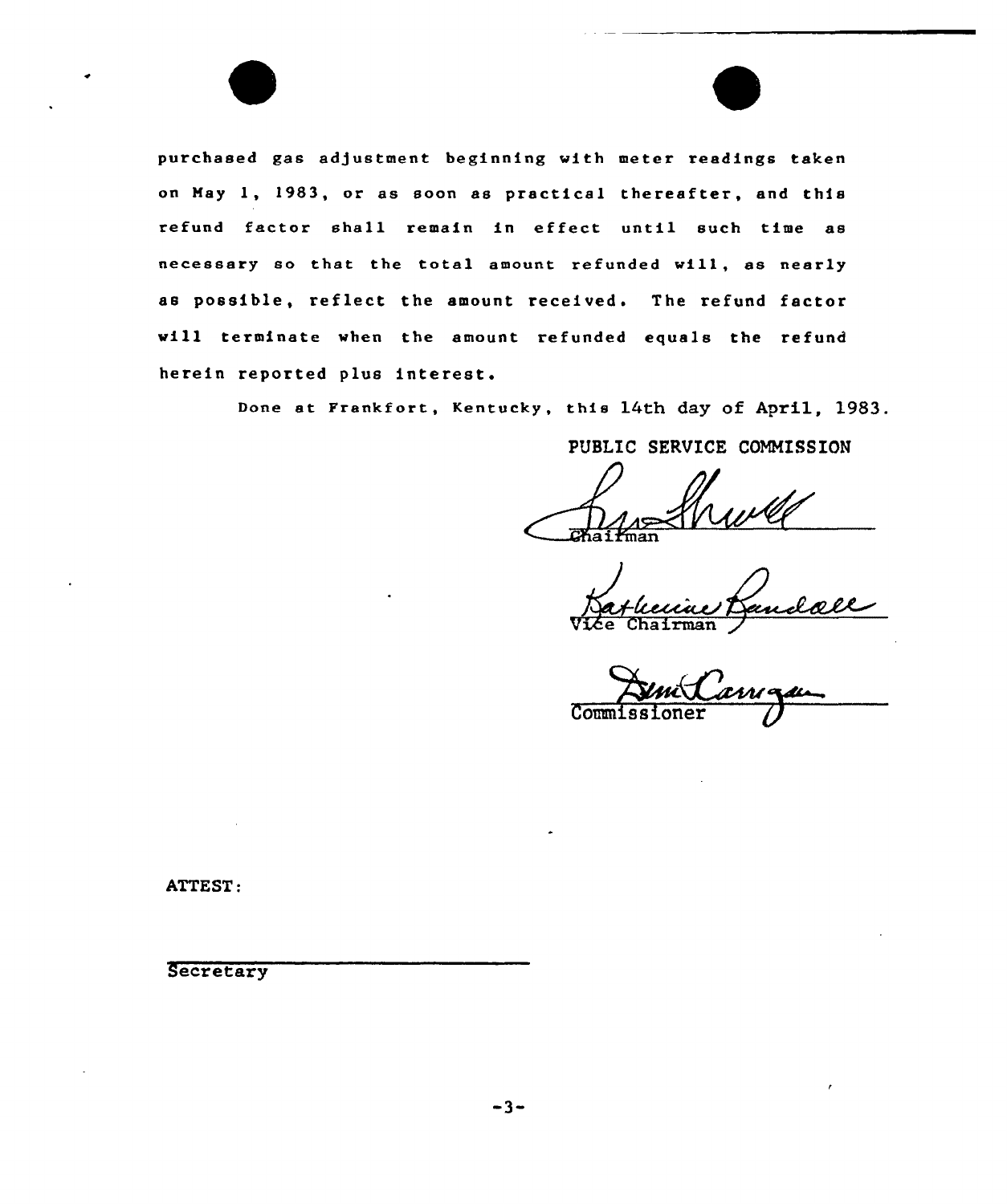purchased gas adjustment beginning with meter readings taken on May 1, 1983, or as soon as practical thereafter, and this refund factor shall remain in effect until such time as necessary so that the total amount refunded will, as nearly as possible, reflect the amount received. The refund factor will terminate when the amount refunded equals the refund herein reported plus interest.

Done at Frankfort, Kentucky, this 14th day of April, 1983.

PUBLIC SERVICE COMMISSION

Chairman

Vice Chairman

Commissioner

ATTEST:

Secretary